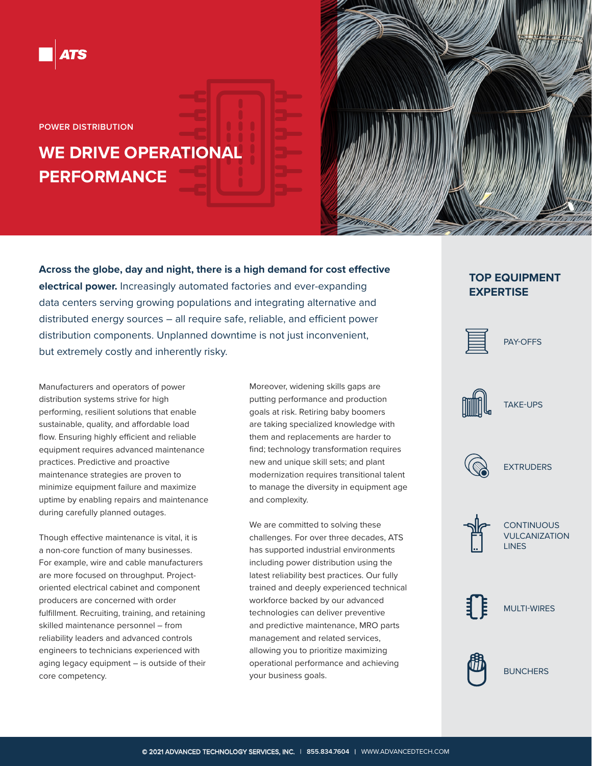ATS

POWER DISTRIBUTION

# WE DRIVE OPERATIONAL PERFORMANCE

**Across the globe, day and night, there is a high demand for cost effective electrical power.** Increasingly automated factories and ever-expanding data centers serving growing populations and integrating alternative and distributed energy sources – all require safe, reliable, and efficient power distribution components. Unplanned downtime is not just inconvenient, but extremely costly and inherently risky.

Manufacturers and operators of power distribution systems strive for high performing, resilient solutions that enable sustainable, quality, and affordable load flow. Ensuring highly efficient and reliable equipment requires advanced maintenance practices. Predictive and proactive maintenance strategies are proven to minimize equipment failure and maximize uptime by enabling repairs and maintenance during carefully planned outages.

Though effective maintenance is vital, it is a non-core function of many businesses. For example, wire and cable manufacturers are more focused on throughput. Project-oriented electrical cabinet and component producers are concerned with order fulfillment. Recruiting, training, and retaining skilled maintenance personnel – from reliability leaders and advanced controls engineers to technicians experienced with aging legacy equipment – is outside of their core competency.

Moreover, widening skills gaps are putting performance and production goals at risk. Retiring baby boomers are taking specialized knowledge with them and replacements are harder to find; technology transformation requires new and unique skill sets; and plant modernization requires transitional talent to manage the diversity in equipment age and complexity.

We are committed to solving these challenges. For over three decades, ATS has supported industrial environments including power distribution using the latest reliability best practices. Our fully trained and deeply experienced technical workforce backed by our advanced technologies can deliver preventive and predictive maintenance, MRO parts management and related services, allowing you to prioritize maximizing operational performance and achieving your business goals.

## TOP EQUIPMENT EXPERTISE

- PAY-OFFS
- TAKE-UPS
- EXTRUDERS
- CONTINUOUS VULCANIZATION LINES
- MULTI-WIRES
- BUNCHERS

© 2021 ADVANCED TECHNOLOGY SERVICES, INC. | 855.834.7604 | WWW.ADVANCEDTECH.COM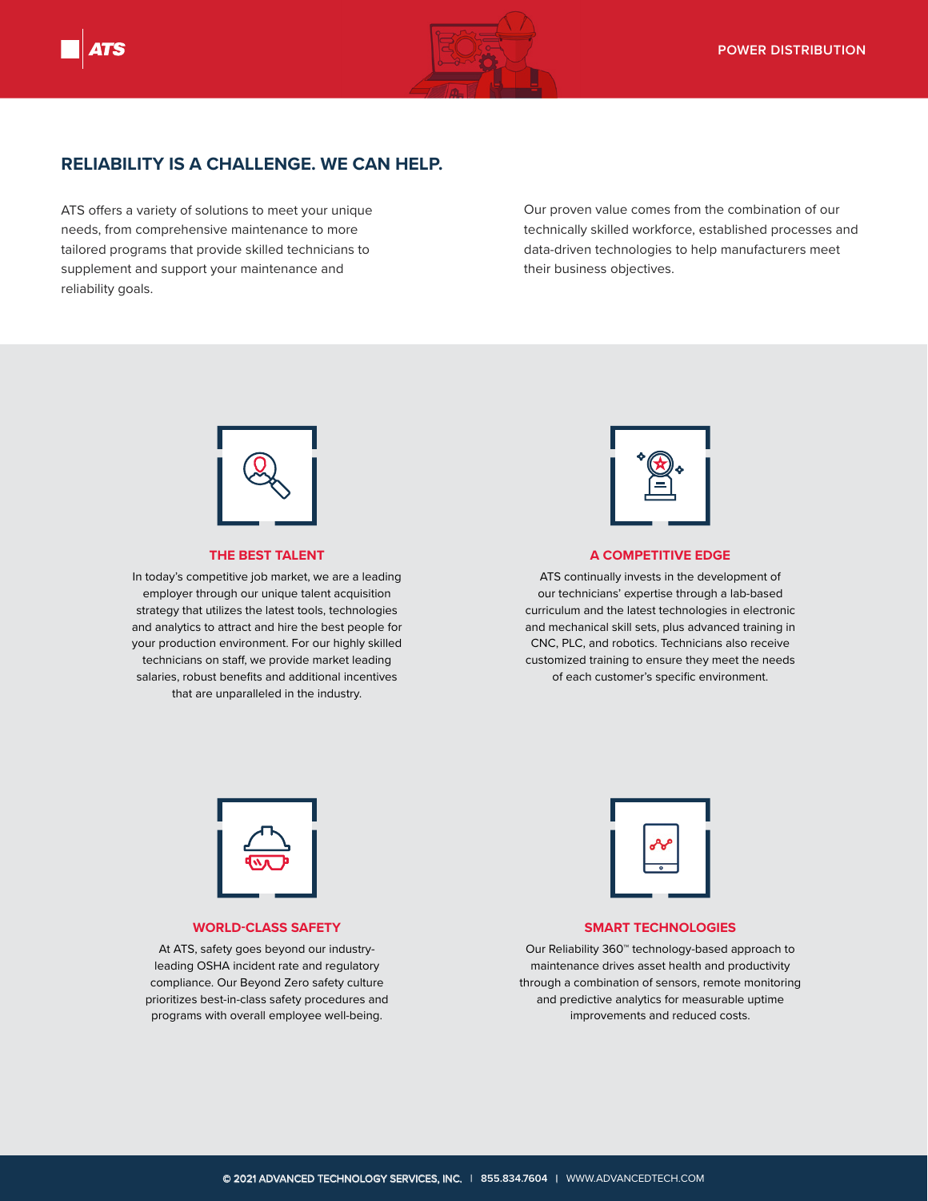ATS

POWER DISTRIBUTION

## RELIABILITY IS A CHALLENGE. WE CAN HELP.

ATS offers a variety of solutions to meet your unique needs, from comprehensive maintenance to more tailored programs that provide skilled technicians to supplement and support your maintenance and reliability goals.

Our proven value comes from the combination of our technically skilled workforce, established processes and data-driven technologies to help manufacturers meet their business objectives.

### THE BEST TALENT

In today's competitive job market, we are a leading employer through our unique talent acquisition strategy that utilizes the latest tools, technologies and analytics to attract and hire the best people for your production environment. For our highly skilled technicians on staff, we provide market leading salaries, robust benefits and additional incentives that are unparalleled in the industry.

### A COMPETITIVE EDGE

ATS continually invests in the development of our technicians' expertise through a lab-based curriculum and the latest technologies in electronic and mechanical skill sets, plus advanced training in CNC, PLC, and robotics. Technicians also receive customized training to ensure they meet the needs of each customer's specific environment.

### WORLD-CLASS SAFETY

At ATS, safety goes beyond our industry-leading OSHA incident rate and regulatory compliance. Our Beyond Zero safety culture prioritizes best-in-class safety procedures and programs with overall employee well-being.

### SMART TECHNOLOGIES

Our Reliability 360™ technology-based approach to maintenance drives asset health and productivity through a combination of sensors, remote monitoring and predictive analytics for measurable uptime improvements and reduced costs.

© 2021 ADVANCED TECHNOLOGY SERVICES, INC. | 855.834.7604 | WWW.ADVANCEDTECH.COM